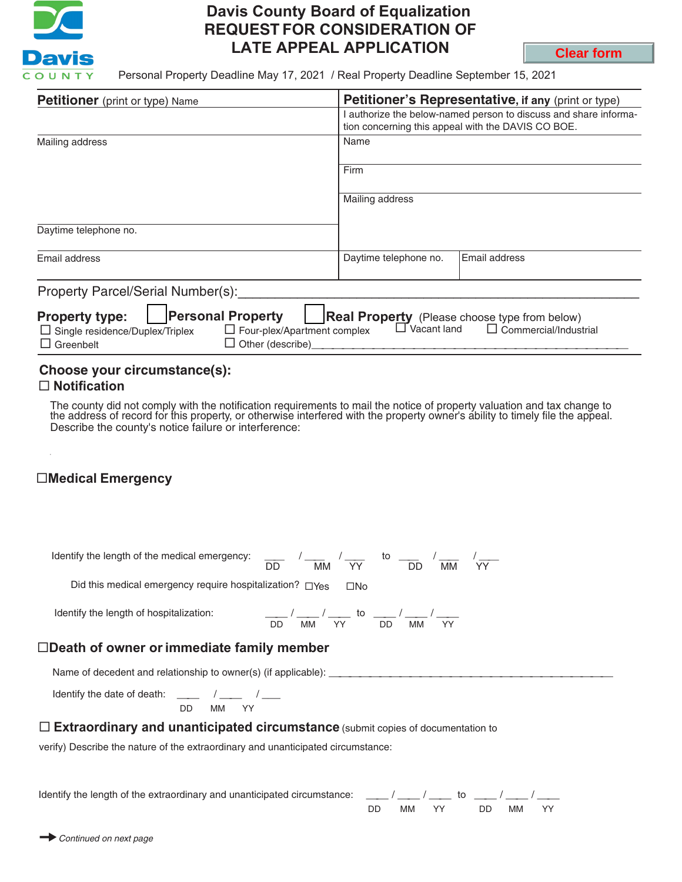# Davis County Board of Equalization
## REQUEST FOR CONSIDERATION OF LATE APPEAL APPLICATION

Clear form

Personal Property Deadline May 17, 2021 / Real Property Deadline September 15, 2021

| **Petitioner** (print or type) Name | **Petitioner's Representative, if any** (print or type) |
|---|---|
| | I authorize the below-named person to discuss and share information concerning this appeal with the DAVIS CO BOE. |
| Mailing address | Name |
| | Firm |
| | Mailing address |
| Daytime telephone no. | |
| Email address | Daytime telephone no. / Email address |

Property Parcel/Serial Number(s):_______________________________________________

**Property type:** ☐ **Personal Property** ☐ **Real Property** (Please choose type from below)

☐ Single residence/Duplex/Triplex ☐ Four-plex/Apartment complex ☐ Vacant land ☐ Commercial/Industrial

☐ Greenbelt ☐ Other (describe)_______________________________________

## Choose your circumstance(s):

### ☐ Notification

The county did not comply with the notification requirements to mail the notice of property valuation and tax change to the address of record for this property, or otherwise interfered with the property owner's ability to timely file the appeal. Describe the county's notice failure or interference:

### ☐ Medical Emergency

Identify the length of the medical emergency: ____ / ____ / ____ to ____ / ____ / ____
DD MM YY DD MM YY

Did this medical emergency require hospitalization? ☐Yes ☐No

Identify the length of hospitalization: ____ / ____ / ____ to ____ / ____ / ____
DD MM YY DD MM YY

### ☐ Death of owner or immediate family member

Name of decedent and relationship to owner(s) (if applicable): _______________________________________

Identify the date of death: ____ / ____ / ____
DD MM YY

### ☐ Extraordinary and unanticipated circumstance (submit copies of documentation to verify) Describe the nature of the extraordinary and unanticipated circumstance:

Identify the length of the extraordinary and unanticipated circumstance: ____ / ____ / ____ to ____ / ____ / ____
DD MM YY DD MM YY

→ *Continued on next page*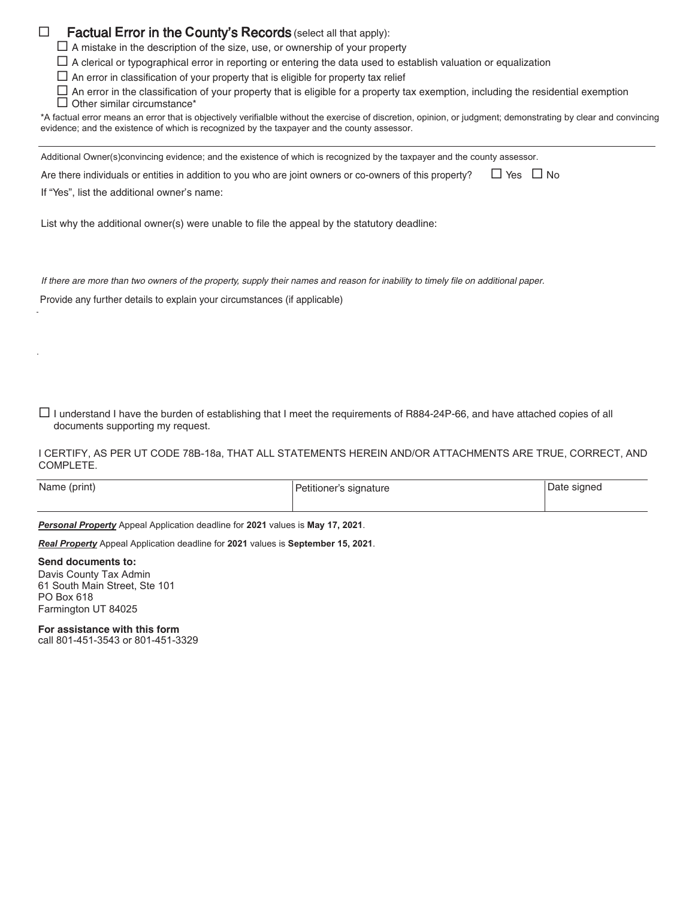☐ **Factual Error in the County's Records** (select all that apply):

☐ A mistake in the description of the size, use, or ownership of your property

☐ A clerical or typographical error in reporting or entering the data used to establish valuation or equalization

☐ An error in classification of your property that is eligible for property tax relief

☐ An error in the classification of your property that is eligible for a property tax exemption, including the residential exemption

☐ Other similar circumstance*

*A factual error means an error that is objectively verifialble without the exercise of discretion, opinion, or judgment; demonstrating by clear and convincing evidence; and the existence of which is recognized by the taxpayer and the county assessor.

---

Additional Owner(s)convincing evidence; and the existence of which is recognized by the taxpayer and the county assessor.

Are there individuals or entities in addition to you who are joint owners or co-owners of this property? ☐ Yes ☐ No

If "Yes", list the additional owner's name:

List why the additional owner(s) were unable to file the appeal by the statutory deadline:

*If there are more than two owners of the property, supply their names and reason for inability to timely file on additional paper.*

Provide any further details to explain your circumstances (if applicable)

☐ I understand I have the burden of establishing that I meet the requirements of R884-24P-66, and have attached copies of all documents supporting my request.

I CERTIFY, AS PER UT CODE 78B-18a, THAT ALL STATEMENTS HEREIN AND/OR ATTACHMENTS ARE TRUE, CORRECT, AND COMPLETE.

| Name (print) | Petitioner's signature | Date signed |
|---|---|---|
| | | |

***Personal Property*** Appeal Application deadline for **2021** values is **May 17, 2021**.

***Real Property*** Appeal Application deadline for **2021** values is **September 15, 2021**.

**Send documents to:**
Davis County Tax Admin
61 South Main Street, Ste 101
PO Box 618
Farmington UT 84025

**For assistance with this form**
call 801-451-3543 or 801-451-3329